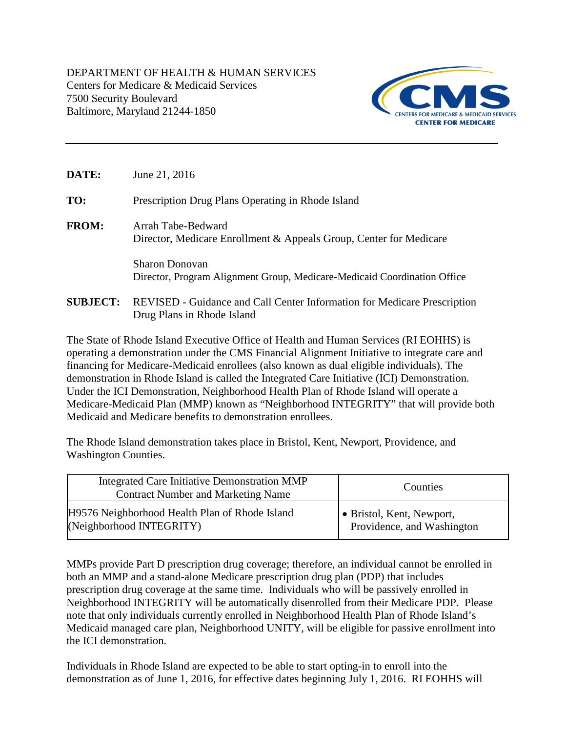DEPARTMENT OF HEALTH & HUMAN SERVICES
Centers for Medicare & Medicaid Services
7500 Security Boulevard
Baltimore, Maryland 21244-1850

CMS
CENTERS FOR MEDICARE & MEDICAID SERVICES
CENTER FOR MEDICARE

---

**DATE:** June 21, 2016

**TO:** Prescription Drug Plans Operating in Rhode Island

**FROM:** Arrah Tabe-Bedward
Director, Medicare Enrollment & Appeals Group, Center for Medicare

Sharon Donovan
Director, Program Alignment Group, Medicare-Medicaid Coordination Office

**SUBJECT:** REVISED - Guidance and Call Center Information for Medicare Prescription Drug Plans in Rhode Island

The State of Rhode Island Executive Office of Health and Human Services (RI EOHHS) is operating a demonstration under the CMS Financial Alignment Initiative to integrate care and financing for Medicare-Medicaid enrollees (also known as dual eligible individuals). The demonstration in Rhode Island is called the Integrated Care Initiative (ICI) Demonstration. Under the ICI Demonstration, Neighborhood Health Plan of Rhode Island will operate a Medicare-Medicaid Plan (MMP) known as "Neighborhood INTEGRITY" that will provide both Medicaid and Medicare benefits to demonstration enrollees.

The Rhode Island demonstration takes place in Bristol, Kent, Newport, Providence, and Washington Counties.

| Integrated Care Initiative Demonstration MMP Contract Number and Marketing Name | Counties |
| --- | --- |
| H9576 Neighborhood Health Plan of Rhode Island (Neighborhood INTEGRITY) | • Bristol, Kent, Newport, Providence, and Washington |

MMPs provide Part D prescription drug coverage; therefore, an individual cannot be enrolled in both an MMP and a stand-alone Medicare prescription drug plan (PDP) that includes prescription drug coverage at the same time. Individuals who will be passively enrolled in Neighborhood INTEGRITY will be automatically disenrolled from their Medicare PDP. Please note that only individuals currently enrolled in Neighborhood Health Plan of Rhode Island's Medicaid managed care plan, Neighborhood UNITY, will be eligible for passive enrollment into the ICI demonstration.

Individuals in Rhode Island are expected to be able to start opting-in to enroll into the demonstration as of June 1, 2016, for effective dates beginning July 1, 2016. RI EOHHS will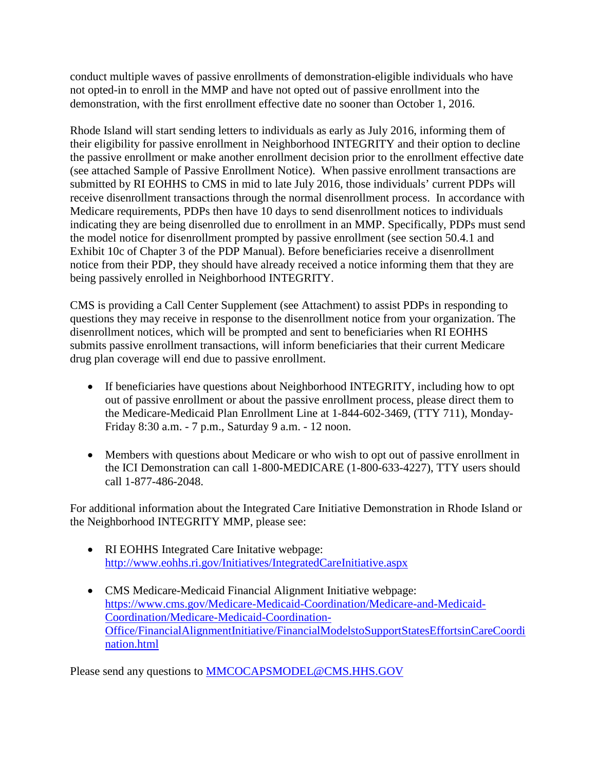conduct multiple waves of passive enrollments of demonstration-eligible individuals who have not opted-in to enroll in the MMP and have not opted out of passive enrollment into the demonstration, with the first enrollment effective date no sooner than October 1, 2016.

Rhode Island will start sending letters to individuals as early as July 2016, informing them of their eligibility for passive enrollment in Neighborhood INTEGRITY and their option to decline the passive enrollment or make another enrollment decision prior to the enrollment effective date (see attached Sample of Passive Enrollment Notice). When passive enrollment transactions are submitted by RI EOHHS to CMS in mid to late July 2016, those individuals' current PDPs will receive disenrollment transactions through the normal disenrollment process. In accordance with Medicare requirements, PDPs then have 10 days to send disenrollment notices to individuals indicating they are being disenrolled due to enrollment in an MMP. Specifically, PDPs must send the model notice for disenrollment prompted by passive enrollment (see section 50.4.1 and Exhibit 10c of Chapter 3 of the PDP Manual). Before beneficiaries receive a disenrollment notice from their PDP, they should have already received a notice informing them that they are being passively enrolled in Neighborhood INTEGRITY.

CMS is providing a Call Center Supplement (see Attachment) to assist PDPs in responding to questions they may receive in response to the disenrollment notice from your organization. The disenrollment notices, which will be prompted and sent to beneficiaries when RI EOHHS submits passive enrollment transactions, will inform beneficiaries that their current Medicare drug plan coverage will end due to passive enrollment.

- If beneficiaries have questions about Neighborhood INTEGRITY, including how to opt out of passive enrollment or about the passive enrollment process, please direct them to the Medicare-Medicaid Plan Enrollment Line at 1-844-602-3469, (TTY 711), Monday-Friday 8:30 a.m. - 7 p.m., Saturday 9 a.m. - 12 noon.

- Members with questions about Medicare or who wish to opt out of passive enrollment in the ICI Demonstration can call 1-800-MEDICARE (1-800-633-4227), TTY users should call 1-877-486-2048.

For additional information about the Integrated Care Initiative Demonstration in Rhode Island or the Neighborhood INTEGRITY MMP, please see:

- RI EOHHS Integrated Care Initative webpage: [http://www.eohhs.ri.gov/Initiatives/IntegratedCareInitiative.aspx](http://www.eohhs.ri.gov/Initiatives/IntegratedCareInitiative.aspx)

- CMS Medicare-Medicaid Financial Alignment Initiative webpage: [https://www.cms.gov/Medicare-Medicaid-Coordination/Medicare-and-Medicaid-Coordination/Medicare-Medicaid-Coordination-Office/FinancialAlignmentInitiative/FinancialModelstoSupportStatesEffortsinCareCoordination.html](https://www.cms.gov/Medicare-Medicaid-Coordination/Medicare-and-Medicaid-Coordination/Medicare-Medicaid-Coordination-Office/FinancialAlignmentInitiative/FinancialModelstoSupportStatesEffortsinCareCoordination.html)

Please send any questions to [MMCOCAPSMODEL@CMS.HHS.GOV](mailto:MMCOCAPSMODEL@CMS.HHS.GOV)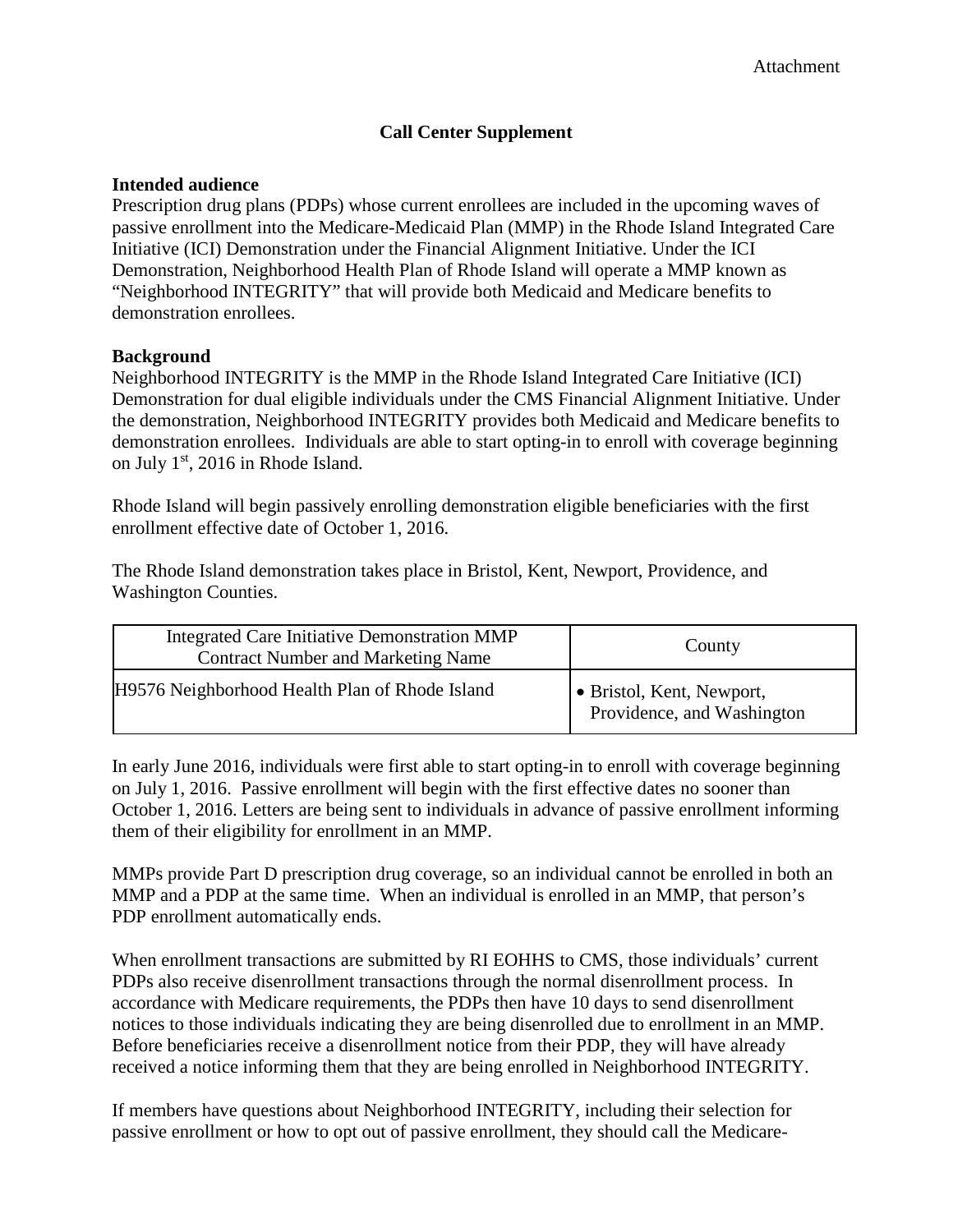Attachment

# Call Center Supplement

**Intended audience**

Prescription drug plans (PDPs) whose current enrollees are included in the upcoming waves of passive enrollment into the Medicare-Medicaid Plan (MMP) in the Rhode Island Integrated Care Initiative (ICI) Demonstration under the Financial Alignment Initiative. Under the ICI Demonstration, Neighborhood Health Plan of Rhode Island will operate a MMP known as "Neighborhood INTEGRITY" that will provide both Medicaid and Medicare benefits to demonstration enrollees.

**Background**

Neighborhood INTEGRITY is the MMP in the Rhode Island Integrated Care Initiative (ICI) Demonstration for dual eligible individuals under the CMS Financial Alignment Initiative. Under the demonstration, Neighborhood INTEGRITY provides both Medicaid and Medicare benefits to demonstration enrollees. Individuals are able to start opting-in to enroll with coverage beginning on July 1st, 2016 in Rhode Island.

Rhode Island will begin passively enrolling demonstration eligible beneficiaries with the first enrollment effective date of October 1, 2016.

The Rhode Island demonstration takes place in Bristol, Kent, Newport, Providence, and Washington Counties.

| Integrated Care Initiative Demonstration MMP Contract Number and Marketing Name | County |
| --- | --- |
| H9576 Neighborhood Health Plan of Rhode Island | • Bristol, Kent, Newport, Providence, and Washington |

In early June 2016, individuals were first able to start opting-in to enroll with coverage beginning on July 1, 2016. Passive enrollment will begin with the first effective dates no sooner than October 1, 2016. Letters are being sent to individuals in advance of passive enrollment informing them of their eligibility for enrollment in an MMP.

MMPs provide Part D prescription drug coverage, so an individual cannot be enrolled in both an MMP and a PDP at the same time. When an individual is enrolled in an MMP, that person's PDP enrollment automatically ends.

When enrollment transactions are submitted by RI EOHHS to CMS, those individuals' current PDPs also receive disenrollment transactions through the normal disenrollment process. In accordance with Medicare requirements, the PDPs then have 10 days to send disenrollment notices to those individuals indicating they are being disenrolled due to enrollment in an MMP. Before beneficiaries receive a disenrollment notice from their PDP, they will have already received a notice informing them that they are being enrolled in Neighborhood INTEGRITY.

If members have questions about Neighborhood INTEGRITY, including their selection for passive enrollment or how to opt out of passive enrollment, they should call the Medicare-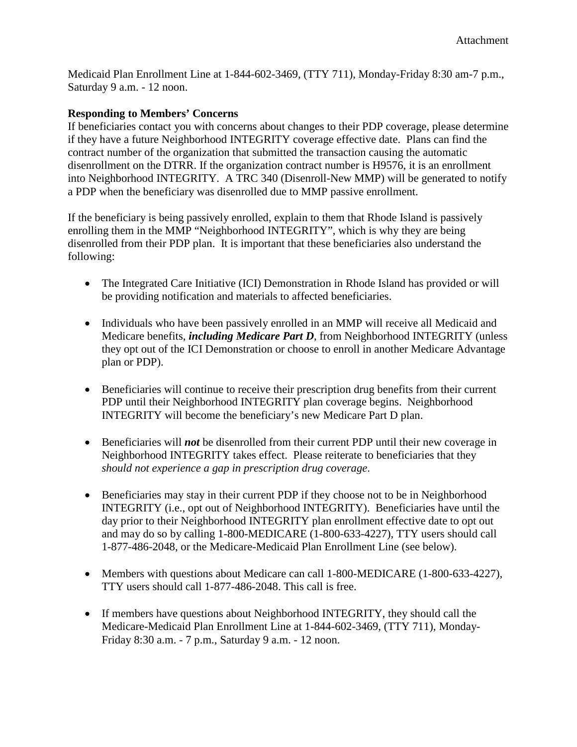Medicaid Plan Enrollment Line at 1-844-602-3469, (TTY 711), Monday-Friday 8:30 am-7 p.m., Saturday 9 a.m. - 12 noon.

**Responding to Members' Concerns**

If beneficiaries contact you with concerns about changes to their PDP coverage, please determine if they have a future Neighborhood INTEGRITY coverage effective date. Plans can find the contract number of the organization that submitted the transaction causing the automatic disenrollment on the DTRR. If the organization contract number is H9576, it is an enrollment into Neighborhood INTEGRITY. A TRC 340 (Disenroll-New MMP) will be generated to notify a PDP when the beneficiary was disenrolled due to MMP passive enrollment.

If the beneficiary is being passively enrolled, explain to them that Rhode Island is passively enrolling them in the MMP "Neighborhood INTEGRITY", which is why they are being disenrolled from their PDP plan. It is important that these beneficiaries also understand the following:

- The Integrated Care Initiative (ICI) Demonstration in Rhode Island has provided or will be providing notification and materials to affected beneficiaries.

- Individuals who have been passively enrolled in an MMP will receive all Medicaid and Medicare benefits, ***including Medicare Part D***, from Neighborhood INTEGRITY (unless they opt out of the ICI Demonstration or choose to enroll in another Medicare Advantage plan or PDP).

- Beneficiaries will continue to receive their prescription drug benefits from their current PDP until their Neighborhood INTEGRITY plan coverage begins. Neighborhood INTEGRITY will become the beneficiary's new Medicare Part D plan.

- Beneficiaries will ***not*** be disenrolled from their current PDP until their new coverage in Neighborhood INTEGRITY takes effect. Please reiterate to beneficiaries that they *should not experience a gap in prescription drug coverage*.

- Beneficiaries may stay in their current PDP if they choose not to be in Neighborhood INTEGRITY (i.e., opt out of Neighborhood INTEGRITY). Beneficiaries have until the day prior to their Neighborhood INTEGRITY plan enrollment effective date to opt out and may do so by calling 1-800-MEDICARE (1-800-633-4227), TTY users should call 1-877-486-2048, or the Medicare-Medicaid Plan Enrollment Line (see below).

- Members with questions about Medicare can call 1-800-MEDICARE (1-800-633-4227), TTY users should call 1-877-486-2048. This call is free.

- If members have questions about Neighborhood INTEGRITY, they should call the Medicare-Medicaid Plan Enrollment Line at 1-844-602-3469, (TTY 711), Monday-Friday 8:30 a.m. - 7 p.m., Saturday 9 a.m. - 12 noon.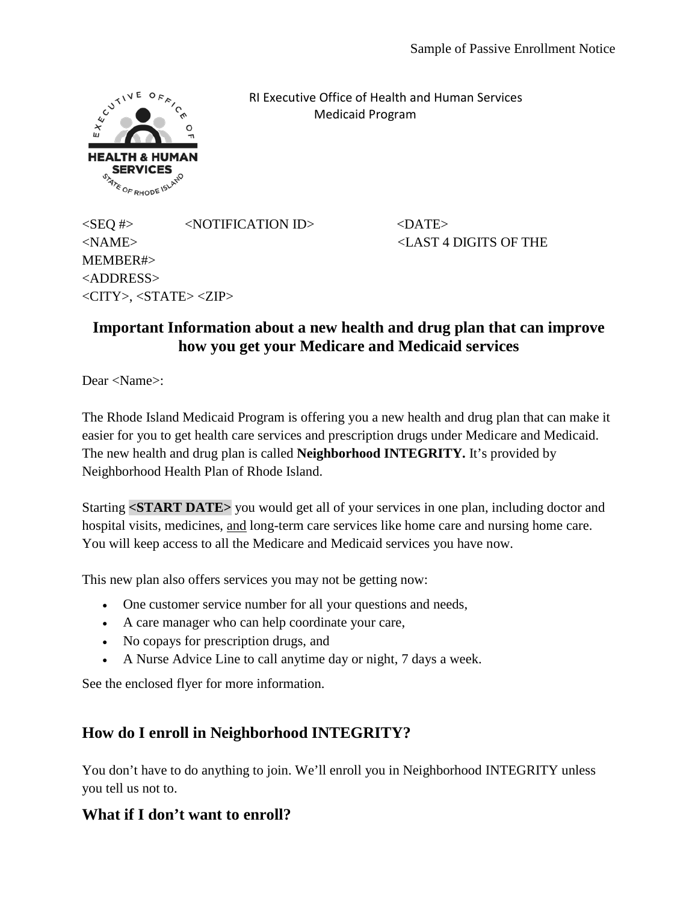Sample of Passive Enrollment Notice

RI Executive Office of Health and Human Services
Medicaid Program

<SEQ #> <NOTIFICATION ID> <DATE>
<NAME> <LAST 4 DIGITS OF THE MEMBER#>
<ADDRESS>
<CITY>, <STATE> <ZIP>

## Important Information about a new health and drug plan that can improve how you get your Medicare and Medicaid services

Dear <Name>:

The Rhode Island Medicaid Program is offering you a new health and drug plan that can make it easier for you to get health care services and prescription drugs under Medicare and Medicaid. The new health and drug plan is called **Neighborhood INTEGRITY.** It's provided by Neighborhood Health Plan of Rhode Island.

Starting **<START DATE>** you would get all of your services in one plan, including doctor and hospital visits, medicines, and long-term care services like home care and nursing home care. You will keep access to all the Medicare and Medicaid services you have now.

This new plan also offers services you may not be getting now:

- One customer service number for all your questions and needs,
- A care manager who can help coordinate your care,
- No copays for prescription drugs, and
- A Nurse Advice Line to call anytime day or night, 7 days a week.

See the enclosed flyer for more information.

## How do I enroll in Neighborhood INTEGRITY?

You don't have to do anything to join. We'll enroll you in Neighborhood INTEGRITY unless you tell us not to.

## What if I don't want to enroll?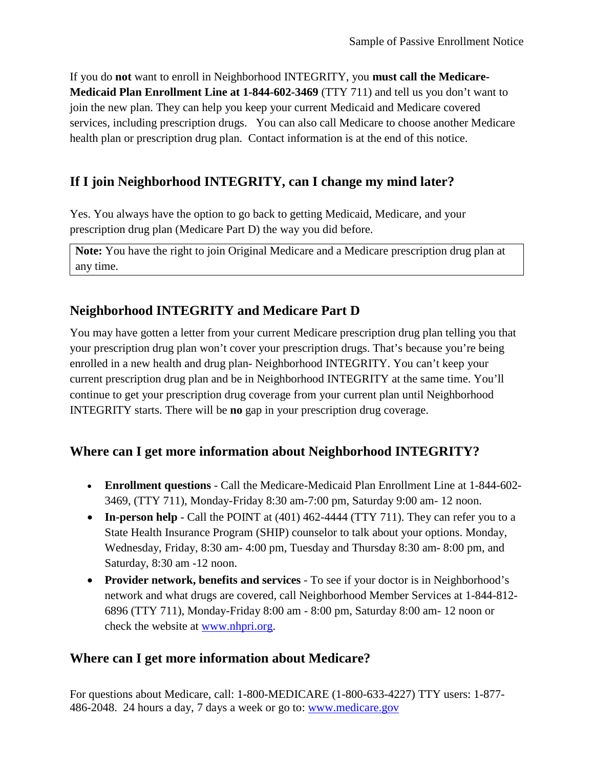If you do **not** want to enroll in Neighborhood INTEGRITY, you **must call the Medicare-Medicaid Plan Enrollment Line at 1-844-602-3469** (TTY 711) and tell us you don't want to join the new plan. They can help you keep your current Medicaid and Medicare covered services, including prescription drugs. You can also call Medicare to choose another Medicare health plan or prescription drug plan. Contact information is at the end of this notice.

## If I join Neighborhood INTEGRITY, can I change my mind later?

Yes. You always have the option to go back to getting Medicaid, Medicare, and your prescription drug plan (Medicare Part D) the way you did before.

| |
|---|
| **Note:** You have the right to join Original Medicare and a Medicare prescription drug plan at any time. |

## Neighborhood INTEGRITY and Medicare Part D

You may have gotten a letter from your current Medicare prescription drug plan telling you that your prescription drug plan won't cover your prescription drugs. That's because you're being enrolled in a new health and drug plan- Neighborhood INTEGRITY. You can't keep your current prescription drug plan and be in Neighborhood INTEGRITY at the same time. You'll continue to get your prescription drug coverage from your current plan until Neighborhood INTEGRITY starts. There will be **no** gap in your prescription drug coverage.

## Where can I get more information about Neighborhood INTEGRITY?

- **Enrollment questions** - Call the Medicare-Medicaid Plan Enrollment Line at 1-844-602-3469, (TTY 711), Monday-Friday 8:30 am-7:00 pm, Saturday 9:00 am- 12 noon.
- **In-person help** - Call the POINT at (401) 462-4444 (TTY 711). They can refer you to a State Health Insurance Program (SHIP) counselor to talk about your options. Monday, Wednesday, Friday, 8:30 am- 4:00 pm, Tuesday and Thursday 8:30 am- 8:00 pm, and Saturday, 8:30 am -12 noon.
- **Provider network, benefits and services** - To see if your doctor is in Neighborhood's network and what drugs are covered, call Neighborhood Member Services at 1-844-812-6896 (TTY 711), Monday-Friday 8:00 am - 8:00 pm, Saturday 8:00 am- 12 noon or check the website at [www.nhpri.org](http://www.nhpri.org).

## Where can I get more information about Medicare?

For questions about Medicare, call: 1-800-MEDICARE (1-800-633-4227) TTY users: 1-877-486-2048. 24 hours a day, 7 days a week or go to: [www.medicare.gov](http://www.medicare.gov)